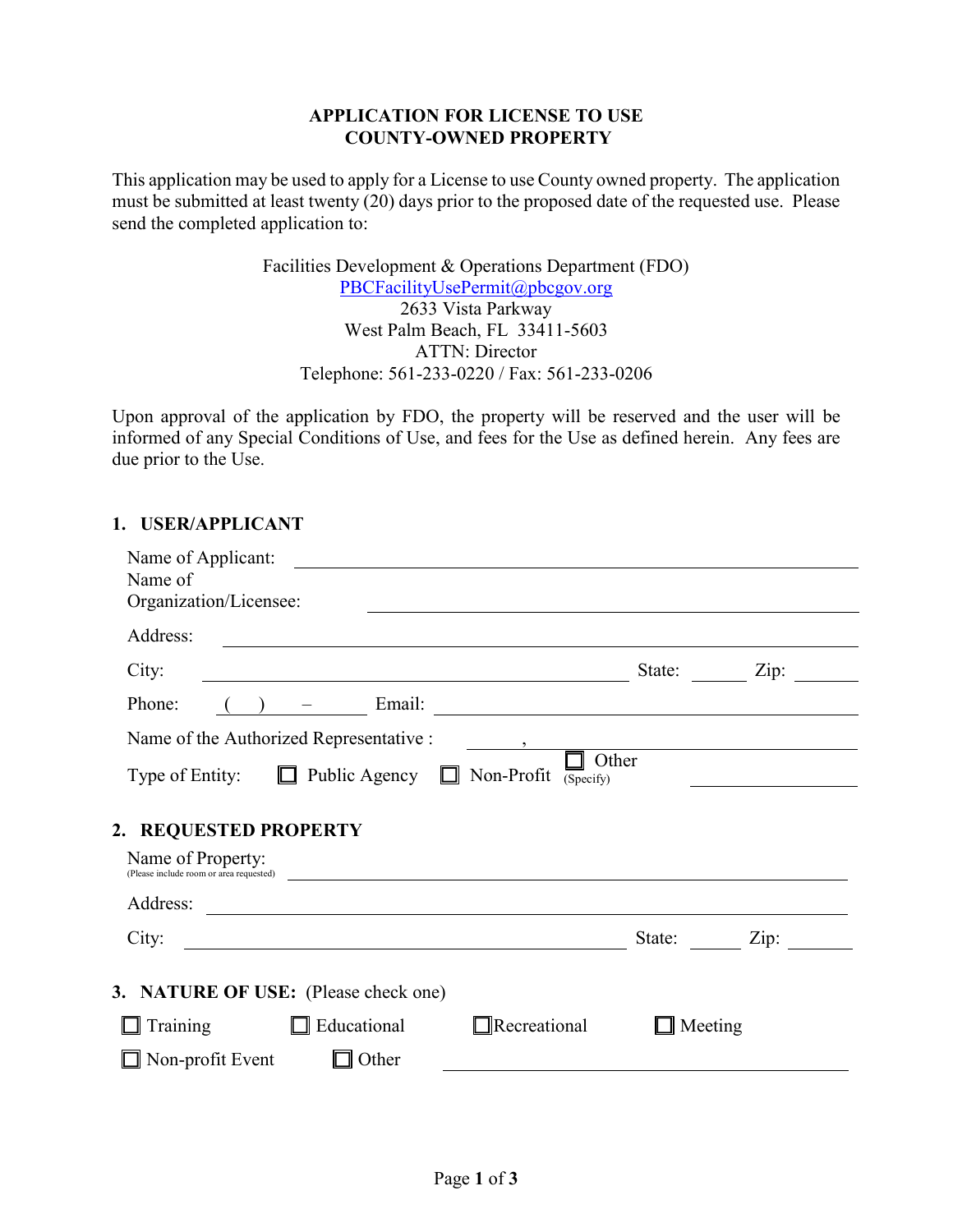# APPLICATION FOR LICENSE TO USE COUNTY-OWNED PROPERTY

This application may be used to apply for a License to use County owned property. The application must be submitted at least twenty (20) days prior to the proposed date of the requested use. Please send the completed application to:

Facilities Development & Operations Department (FDO)
PBCFacilityUsePermit@pbcgov.org
2633 Vista Parkway
West Palm Beach, FL 33411-5603
ATTN: Director
Telephone: 561-233-0220 / Fax: 561-233-0206

Upon approval of the application by FDO, the property will be reserved and the user will be informed of any Special Conditions of Use, and fees for the Use as defined herein. Any fees are due prior to the Use.

## 1. USER/APPLICANT

Name of Applicant: ______________________________

Name of Organization/Licensee: ______________________________

Address: ______________________________

City: ______________________ State: ______ Zip: ______

Phone: ( ) – ________ Email: ______________________________

Name of the Authorized Representative : ______ , ______________________

Type of Entity: ☐ Public Agency ☐ Non-Profit ☐ Other (Specify) ______________

## 2. REQUESTED PROPERTY

Name of Property: (Please include room or area requested) ______________________________

Address: ______________________________

City: ______________________ State: ______ Zip: ______

## 3. NATURE OF USE: (Please check one)

☐ Training ☐ Educational ☐ Recreational ☐ Meeting

☐ Non-profit Event ☐ Other ______________________________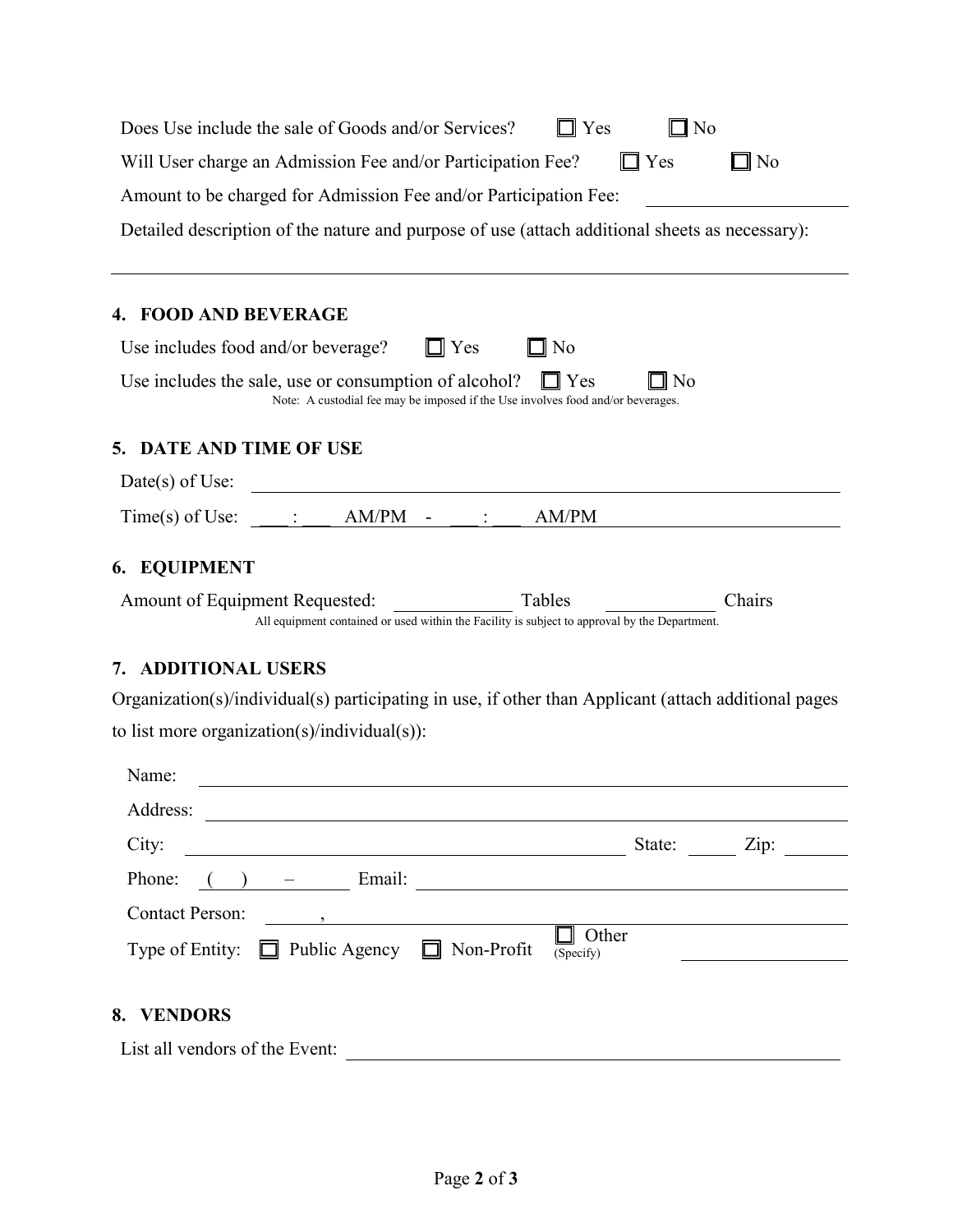Does Use include the sale of Goods and/or Services? ☐ Yes ☐ No

Will User charge an Admission Fee and/or Participation Fee? ☐ Yes ☐ No

Amount to be charged for Admission Fee and/or Participation Fee: \_\_\_\_\_\_\_\_\_\_\_\_\_\_\_\_\_\_\_\_

Detailed description of the nature and purpose of use (attach additional sheets as necessary):

\_\_\_\_\_\_\_\_\_\_\_\_\_\_\_\_\_\_\_\_\_\_\_\_\_\_\_\_\_\_\_\_\_\_\_\_\_\_\_\_\_\_\_\_\_\_\_\_\_\_\_\_\_\_\_\_\_\_\_\_\_\_\_\_\_\_\_\_\_\_\_\_\_\_\_\_

## 4. FOOD AND BEVERAGE

Use includes food and/or beverage? ☐ Yes ☐ No

Use includes the sale, use or consumption of alcohol? ☐ Yes ☐ No

Note: A custodial fee may be imposed if the Use involves food and/or beverages.

## 5. DATE AND TIME OF USE

Date(s) of Use: \_\_\_\_\_\_\_\_\_\_\_\_\_\_\_\_\_\_\_\_\_\_\_\_\_\_\_\_\_\_\_\_\_\_\_\_\_\_\_\_\_\_\_\_\_\_\_\_\_\_\_\_\_\_\_\_

Time(s) of Use: \_\_\_ : \_\_\_ AM/PM - \_\_\_ : \_\_\_ AM/PM

## 6. EQUIPMENT

Amount of Equipment Requested: \_\_\_\_\_\_\_\_\_\_ Tables \_\_\_\_\_\_\_\_\_\_ Chairs

All equipment contained or used within the Facility is subject to approval by the Department.

## 7. ADDITIONAL USERS

Organization(s)/individual(s) participating in use, if other than Applicant (attach additional pages to list more organization(s)/individual(s)):

Name: \_\_\_\_\_\_\_\_\_\_\_\_\_\_\_\_\_\_\_\_\_\_\_\_\_\_\_\_\_\_\_\_\_\_\_\_\_\_\_\_\_\_\_\_\_\_\_\_\_\_\_\_\_\_\_\_\_\_\_\_

Address: \_\_\_\_\_\_\_\_\_\_\_\_\_\_\_\_\_\_\_\_\_\_\_\_\_\_\_\_\_\_\_\_\_\_\_\_\_\_\_\_\_\_\_\_\_\_\_\_\_\_\_\_\_\_\_\_\_\_

City: \_\_\_\_\_\_\_\_\_\_\_\_\_\_\_\_\_\_\_\_\_\_\_\_\_\_\_\_\_\_\_\_\_\_\_\_\_ State: \_\_\_\_\_ Zip: \_\_\_\_\_\_

Phone: ( ) – \_\_\_\_\_\_ Email: \_\_\_\_\_\_\_\_\_\_\_\_\_\_\_\_\_\_\_\_\_\_\_\_\_\_\_\_\_\_\_\_\_\_\_\_\_\_\_\_

Contact Person: \_\_\_\_\_, \_\_\_\_\_\_\_\_\_\_\_\_\_\_\_\_\_\_\_\_\_\_\_\_\_\_\_\_\_\_\_\_\_\_\_\_\_\_\_\_\_\_\_\_\_\_\_\_\_\_

Type of Entity: ☐ Public Agency ☐ Non-Profit ☐ Other (Specify) \_\_\_\_\_\_\_\_\_\_\_\_\_\_\_\_

## 8. VENDORS

List all vendors of the Event: \_\_\_\_\_\_\_\_\_\_\_\_\_\_\_\_\_\_\_\_\_\_\_\_\_\_\_\_\_\_\_\_\_\_\_\_\_\_\_\_\_\_\_\_\_\_\_\_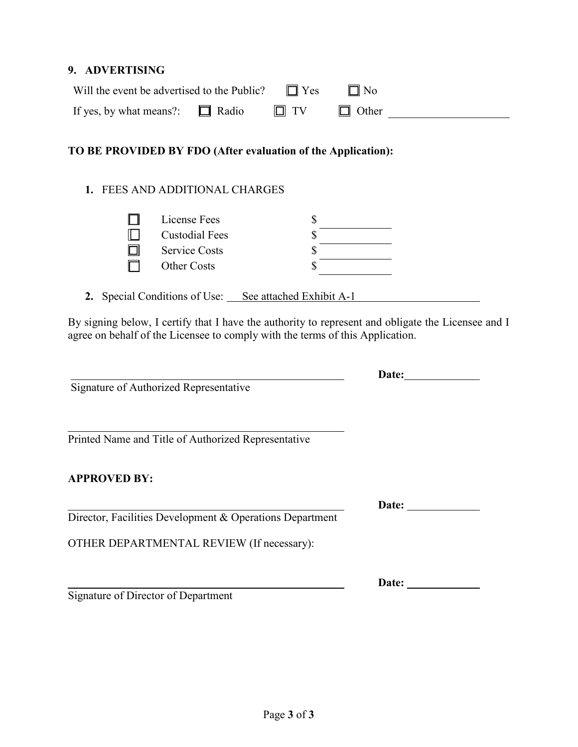## 9. ADVERTISING

Will the event be advertised to the Public? ☐ Yes ☐ No

If yes, by what means?: ☐ Radio ☐ TV ☐ Other ____________________

**TO BE PROVIDED BY FDO (After evaluation of the Application):**

1. FEES AND ADDITIONAL CHARGES

| | | |
|---|---|---|
| ☐ | License Fees | $ __________ |
| ☐ | Custodial Fees | $ __________ |
| ☐ | Service Costs | $ __________ |
| ☐ | Other Costs | $ __________ |

2. Special Conditions of Use: See attached Exhibit A-1

By signing below, I certify that I have the authority to represent and obligate the Licensee and I agree on behalf of the Licensee to comply with the terms of this Application.

______________________________________________ **Date:** ____________

Signature of Authorized Representative

______________________________________________

Printed Name and Title of Authorized Representative

**APPROVED BY:**

______________________________________________ **Date:** ____________

Director, Facilities Development & Operations Department

OTHER DEPARTMENTAL REVIEW (If necessary):

______________________________________________ **Date:** ____________

Signature of Director of Department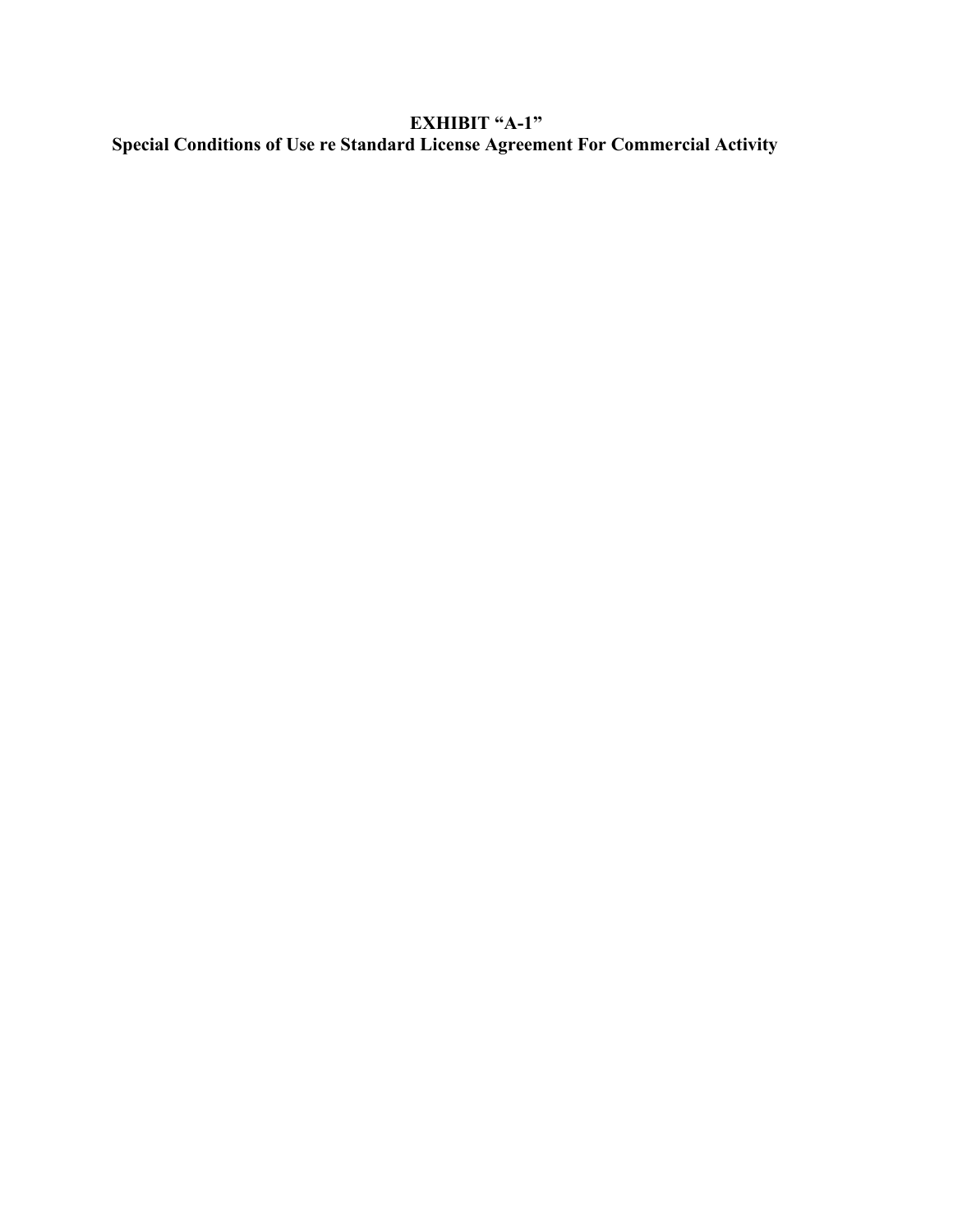# EXHIBIT “A-1”

## Special Conditions of Use re Standard License Agreement For Commercial Activity